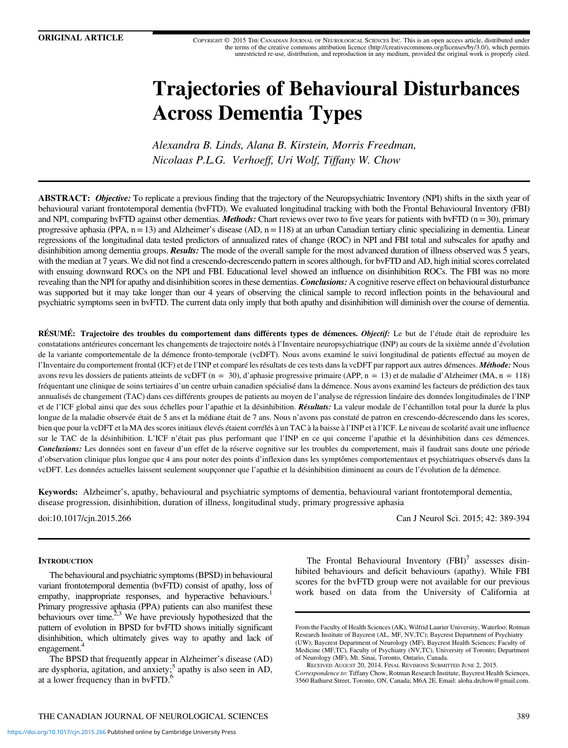**ORIGINAL ARTICLE**

Copyright © 2015 The Canadian Journal of Neurological Sciences Inc. This is an open access article, distributed under the terms of the creative commons attribution licence (http://creativecommons.org/licenses/by/3.0/), which permits unrestricted re-use, distribution, and reproduction in any medium, provided the original work is properly cited.

# Trajectories of Behavioural Disturbances Across Dementia Types

*Alexandra B. Linds, Alana B. Kirstein, Morris Freedman, Nicolaas P.L.G. Verhoeff, Uri Wolf, Tiffany W. Chow*

**ABSTRACT:** ***Objective:*** To replicate a previous finding that the trajectory of the Neuropsychiatric Inventory (NPI) shifts in the sixth year of behavioural variant frontotemporal dementia (bvFTD). We evaluated longitudinal tracking with both the Frontal Behavioural Inventory (FBI) and NPI, comparing bvFTD against other dementias. ***Methods:*** Chart reviews over two to five years for patients with bvFTD (n = 30), primary progressive aphasia (PPA, n = 13) and Alzheimer's disease (AD, n = 118) at an urban Canadian tertiary clinic specializing in dementia. Linear regressions of the longitudinal data tested predictors of annualized rates of change (ROC) in NPI and FBI total and subscales for apathy and disinhibition among dementia groups. ***Results:*** The mode of the overall sample for the most advanced duration of illness observed was 5 years, with the median at 7 years. We did not find a crescendo-decrescendo pattern in scores although, for bvFTD and AD, high initial scores correlated with ensuing downward ROCs on the NPI and FBI. Educational level showed an influence on disinhibition ROCs. The FBI was no more revealing than the NPI for apathy and disinhibition scores in these dementias. ***Conclusions:*** A cognitive reserve effect on behavioural disturbance was supported but it may take longer than our 4 years of observing the clinical sample to record inflection points in the behavioural and psychiatric symptoms seen in bvFTD. The current data only imply that both apathy and disinhibition will diminish over the course of dementia.

**RÉSUMÉ: Trajectoire des troubles du comportement dans différents types de démences.** ***Objectif:*** Le but de l'étude était de reproduire les constatations antérieures concernant les changements de trajectoire notés à l'Inventaire neuropsychiatrique (INP) au cours de la sixième année d'évolution de la variante comportementale de la démence fronto-temporale (vcDFT). Nous avons examiné le suivi longitudinal de patients effectué au moyen de l'Inventaire du comportement frontal (ICF) et de l'INP et comparé les résultats de ces tests dans la vcDFT par rapport aux autres démences. ***Méthode:*** Nous avons revu les dossiers de patients atteints de vcDFT (n = 30), d'aphasie progressive primaire (APP, n = 13) et de maladie d'Alzheimer (MA, n = 118) fréquentant une clinique de soins tertiaires d'un centre urbain canadien spécialisé dans la démence. Nous avons examiné les facteurs de prédiction des taux annualisés de changement (TAC) dans ces différents groupes de patients au moyen de l'analyse de régression linéaire des données longitudinales de l'INP et de l'ICF global ainsi que des sous échelles pour l'apathie et la désinhibition. ***Résultats:*** La valeur modale de l'échantillon total pour la durée la plus longue de la maladie observée était de 5 ans et la médiane était de 7 ans. Nous n'avons pas constaté de patron en crescendo-décrescendo dans les scores, bien que pour la vcDFT et la MA des scores initiaux élevés étaient corrélés à un TAC à la baisse à l'INP et à l'ICF. Le niveau de scolarité avait une influence sur le TAC de la désinhibition. L'ICF n'était pas plus performant que l'INP en ce qui concerne l'apathie et la désinhibition dans ces démences. ***Conclusions:*** Les données sont en faveur d'un effet de la réserve cognitive sur les troubles du comportement, mais il faudrait sans doute une période d'observation clinique plus longue que 4 ans pour noter des points d'inflexion dans les symptômes comportementaux et psychiatriques observés dans la vcDFT. Les données actuelles laissent seulement soupçonner que l'apathie et la désinhibition diminuent au cours de l'évolution de la démence.

**Keywords:** Alzheimer's, apathy, behavioural and psychiatric symptoms of dementia, behavioural variant frontotemporal dementia, disease progression, disinhibition, duration of illness, longitudinal study, primary progressive aphasia

doi:10.1017/cjn.2015.266

## Introduction

The behavioural and psychiatric symptoms (BPSD) in behavioural variant frontotemporal dementia (bvFTD) consist of apathy, loss of empathy, inappropriate responses, and hyperactive behaviours.[1] Primary progressive aphasia (PPA) patients can also manifest these behaviours over time.[2,3] We have previously hypothesized that the pattern of evolution in BPSD for bvFTD shows initially significant disinhibition, which ultimately gives way to apathy and lack of engagement.[4]

The BPSD that frequently appear in Alzheimer's disease (AD) are dysphoria, agitation, and anxiety;[5] apathy is also seen in AD, at a lower frequency than in bvFTD.[6]

The Frontal Behavioural Inventory (FBI)[7] assesses disinhibited behaviours and deficit behaviours (apathy). While FBI scores for the bvFTD group were not available for our previous work based on data from the University of California at

From the Faculty of Health Sciences (AK), Wilfrid Laurier University, Waterloo; Rotman Research Institute of Baycrest (AL, MF, NV,TC); Baycrest Department of Psychiatry (UW); Baycrest Department of Neurology (MF), Baycrest Health Sciences; Faculty of Medicine (MF,TC), Faculty of Psychiatry (NV,TC), University of Toronto; Department of Neurology (MF), Mt. Sinai, Toronto, Ontario, Canada.

Received August 20, 2014. Final Revisions Submitted June 2, 2015.

*Correspondence to*: Tiffany Chow, Rotman Research Institute, Baycrest Health Sciences, 3560 Bathurst Street, Toronto, ON, Canada; M6A 2E. Email: aloha.drchow@gmail.com.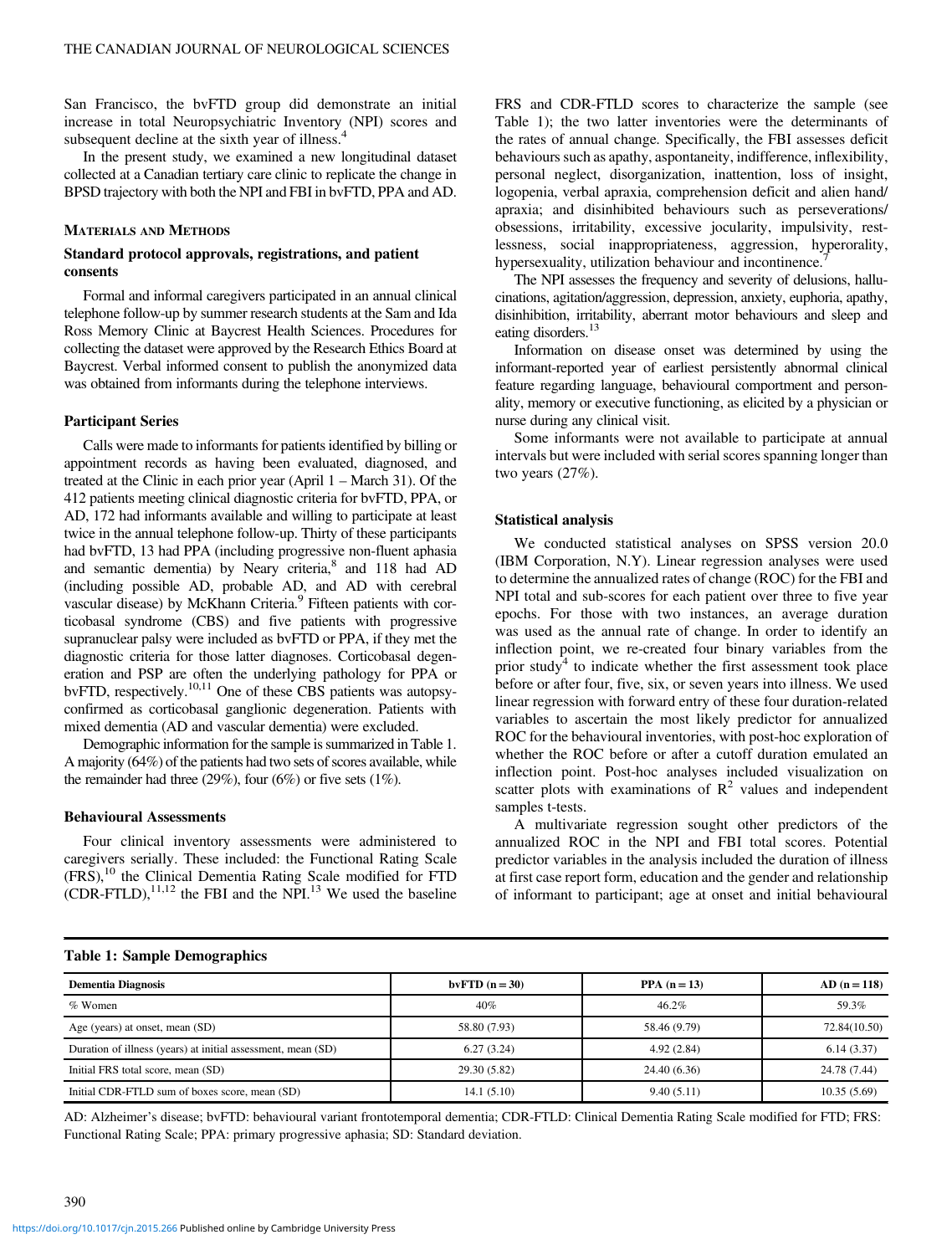San Francisco, the bvFTD group did demonstrate an initial increase in total Neuropsychiatric Inventory (NPI) scores and subsequent decline at the sixth year of illness.[4]

In the present study, we examined a new longitudinal dataset collected at a Canadian tertiary care clinic to replicate the change in BPSD trajectory with both the NPI and FBI in bvFTD, PPA and AD.

## Materials and Methods

### Standard protocol approvals, registrations, and patient consents

Formal and informal caregivers participated in an annual clinical telephone follow-up by summer research students at the Sam and Ida Ross Memory Clinic at Baycrest Health Sciences. Procedures for collecting the dataset were approved by the Research Ethics Board at Baycrest. Verbal informed consent to publish the anonymized data was obtained from informants during the telephone interviews.

### Participant Series

Calls were made to informants for patients identified by billing or appointment records as having been evaluated, diagnosed, and treated at the Clinic in each prior year (April 1 – March 31). Of the 412 patients meeting clinical diagnostic criteria for bvFTD, PPA, or AD, 172 had informants available and willing to participate at least twice in the annual telephone follow-up. Thirty of these participants had bvFTD, 13 had PPA (including progressive non-fluent aphasia and semantic dementia) by Neary criteria,[8] and 118 had AD (including possible AD, probable AD, and AD with cerebral vascular disease) by McKhann Criteria.[9] Fifteen patients with corticobasal syndrome (CBS) and five patients with progressive supranuclear palsy were included as bvFTD or PPA, if they met the diagnostic criteria for those latter diagnoses. Corticobasal degeneration and PSP are often the underlying pathology for PPA or bvFTD, respectively.[10,11] One of these CBS patients was autopsy-confirmed as corticobasal ganglionic degeneration. Patients with mixed dementia (AD and vascular dementia) were excluded.

Demographic information for the sample is summarized in Table 1. A majority (64%) of the patients had two sets of scores available, while the remainder had three (29%), four (6%) or five sets (1%).

### Behavioural Assessments

Four clinical inventory assessments were administered to caregivers serially. These included: the Functional Rating Scale (FRS),[10] the Clinical Dementia Rating Scale modified for FTD (CDR-FTLD),[11,12] the FBI and the NPI.[13] We used the baseline FRS and CDR-FTLD scores to characterize the sample (see Table 1); the two latter inventories were the determinants of the rates of annual change. Specifically, the FBI assesses deficit behaviours such as apathy, aspontaneity, indifference, inflexibility, personal neglect, disorganization, inattention, loss of insight, logopenia, verbal apraxia, comprehension deficit and alien hand/apraxia; and disinhibited behaviours such as perseverations/obsessions, irritability, excessive jocularity, impulsivity, restlessness, social inappropriateness, aggression, hyperorality, hypersexuality, utilization behaviour and incontinence.[7]

The NPI assesses the frequency and severity of delusions, hallucinations, agitation/aggression, depression, anxiety, euphoria, apathy, disinhibition, irritability, aberrant motor behaviours and sleep and eating disorders.[13]

Information on disease onset was determined by using the informant-reported year of earliest persistently abnormal clinical feature regarding language, behavioural comportment and personality, memory or executive functioning, as elicited by a physician or nurse during any clinical visit.

Some informants were not available to participate at annual intervals but were included with serial scores spanning longer than two years (27%).

### Statistical analysis

We conducted statistical analyses on SPSS version 20.0 (IBM Corporation, N.Y). Linear regression analyses were used to determine the annualized rates of change (ROC) for the FBI and NPI total and sub-scores for each patient over three to five year epochs. For those with two instances, an average duration was used as the annual rate of change. In order to identify an inflection point, we re-created four binary variables from the prior study[4] to indicate whether the first assessment took place before or after four, five, six, or seven years into illness. We used linear regression with forward entry of these four duration-related variables to ascertain the most likely predictor for annualized ROC for the behavioural inventories, with post-hoc exploration of whether the ROC before or after a cutoff duration emulated an inflection point. Post-hoc analyses included visualization on scatter plots with examinations of $R^2$ values and independent samples t-tests.

A multivariate regression sought other predictors of the annualized ROC in the NPI and FBI total scores. Potential predictor variables in the analysis included the duration of illness at first case report form, education and the gender and relationship of informant to participant; age at onset and initial behavioural

**Table 1: Sample Demographics**

| Dementia Diagnosis | bvFTD (n = 30) | PPA (n = 13) | AD (n = 118) |
|---|---|---|---|
| % Women | 40% | 46.2% | 59.3% |
| Age (years) at onset, mean (SD) | 58.80 (7.93) | 58.46 (9.79) | 72.84(10.50) |
| Duration of illness (years) at initial assessment, mean (SD) | 6.27 (3.24) | 4.92 (2.84) | 6.14 (3.37) |
| Initial FRS total score, mean (SD) | 29.30 (5.82) | 24.40 (6.36) | 24.78 (7.44) |
| Initial CDR-FTLD sum of boxes score, mean (SD) | 14.1 (5.10) | 9.40 (5.11) | 10.35 (5.69) |

AD: Alzheimer's disease; bvFTD: behavioural variant frontotemporal dementia; CDR-FTLD: Clinical Dementia Rating Scale modified for FTD; FRS: Functional Rating Scale; PPA: primary progressive aphasia; SD: Standard deviation.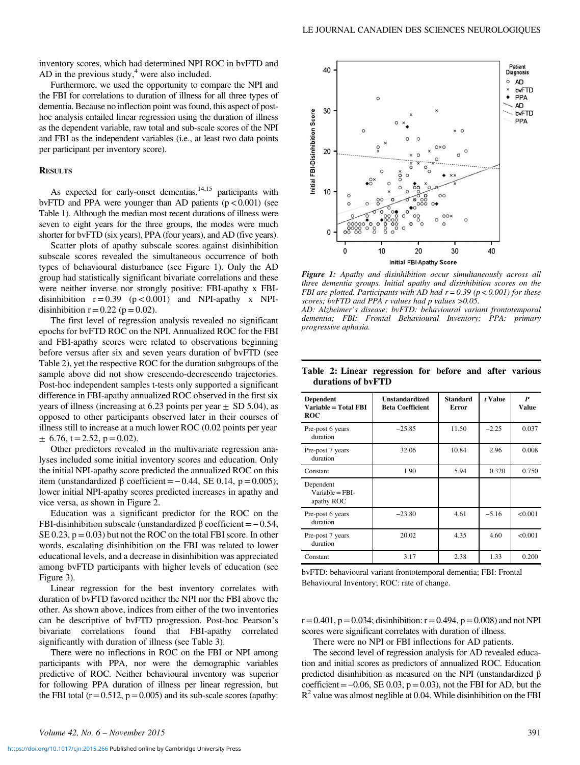inventory scores, which had determined NPI ROC in bvFTD and AD in the previous study,[4] were also included.

Furthermore, we used the opportunity to compare the NPI and the FBI for correlations to duration of illness for all three types of dementia. Because no inflection point was found, this aspect of post-hoc analysis entailed linear regression using the duration of illness as the dependent variable, raw total and sub-scale scores of the NPI and FBI as the independent variables (i.e., at least two data points per participant per inventory score).

## Results

As expected for early-onset dementias,[14,15] participants with bvFTD and PPA were younger than AD patients ($p < 0.001$) (see Table 1). Although the median most recent durations of illness were seven to eight years for the three groups, the modes were much shorter for bvFTD (six years), PPA (four years), and AD (five years).

Scatter plots of apathy subscale scores against disinhibition subscale scores revealed the simultaneous occurrence of both types of behavioural disturbance (see Figure 1). Only the AD group had statistically significant bivariate correlations and these were neither inverse nor strongly positive: FBI-apathy x FBI-disinhibition $r = 0.39$ ($p < 0.001$) and NPI-apathy x NPI-disinhibition $r = 0.22$ ($p = 0.02$).

The first level of regression analysis revealed no significant epochs for bvFTD ROC on the NPI. Annualized ROC for the FBI and FBI-apathy scores were related to observations beginning before versus after six and seven years duration of bvFTD (see Table 2), yet the respective ROC for the duration subgroups of the sample above did not show crescendo-decrescendo trajectories. Post-hoc independent samples t-tests only supported a significant difference in FBI-apathy annualized ROC observed in the first six years of illness (increasing at 6.23 points per year ± SD 5.04), as opposed to other participants observed later in their courses of illness still to increase at a much lower ROC (0.02 points per year ± 6.76, $t = 2.52$, $p = 0.02$).

Other predictors revealed in the multivariate regression analyses included some initial inventory scores and education. Only the initial NPI-apathy score predicted the annualized ROC on this item (unstandardized β coefficient = −0.44, SE 0.14, $p = 0.005$); lower initial NPI-apathy scores predicted increases in apathy and vice versa, as shown in Figure 2.

Education was a significant predictor for the ROC on the FBI-disinhibition subscale (unstandardized β coefficient = −0.54, SE 0.23, $p = 0.03$) but not the ROC on the total FBI score. In other words, escalating disinhibition on the FBI was related to lower educational levels, and a decrease in disinhibition was appreciated among bvFTD participants with higher levels of education (see Figure 3).

Linear regression for the best inventory correlates with duration of bvFTD favored neither the NPI nor the FBI above the other. As shown above, indices from either of the two inventories can be descriptive of bvFTD progression. Post-hoc Pearson's bivariate correlations found that FBI-apathy correlated significantly with duration of illness (see Table 3).

There were no inflections in ROC on the FBI or NPI among participants with PPA, nor were the demographic variables predictive of ROC. Neither behavioural inventory was superior for following PPA duration of illness per linear regression, but the FBI total ($r = 0.512$, $p = 0.005$) and its sub-scale scores (apathy: $r = 0.401$, $p = 0.034$; disinhibition: $r = 0.494$, $p = 0.008$) and not NPI scores were significant correlates with duration of illness.

There were no NPI or FBI inflections for AD patients.

The second level of regression analysis for AD revealed education and initial scores as predictors of annualized ROC. Education predicted disinhibition as measured on the NPI (unstandardized β coefficient = −0.06, SE 0.03, $p = 0.03$), not the FBI for AD, but the $R^2$ value was almost neglible at 0.04. While disinhibition on the FBI

*Figure 1: Apathy and disinhibition occur simultaneously across all three dementia groups. Initial apathy and disinhibition scores on the FBI are plotted. Participants with AD had $r = 0.39$ ($p < 0.001$) for these scores; bvFTD and PPA r values had p values >0.05.*
*AD: Alzheimer's disease; bvFTD: behavioural variant frontotemporal dementia; FBI: Frontal Behavioural Inventory; PPA: primary progressive aphasia.*

**Table 2: Linear regression for before and after various durations of bvFTD**

| Dependent Variable = Total FBI ROC | Unstandardized Beta Coefficient | Standard Error | t Value | P Value |
|---|---|---|---|---|
| Pre-post 6 years duration | −25.85 | 11.50 | −2.25 | 0.037 |
| Pre-post 7 years duration | 32.06 | 10.84 | 2.96 | 0.008 |
| Constant | 1.90 | 5.94 | 0.320 | 0.750 |
| Dependent Variable = FBI-apathy ROC | | | | |
| Pre-post 6 years duration | −23.80 | 4.61 | −5.16 | <0.001 |
| Pre-post 7 years duration | 20.02 | 4.35 | 4.60 | <0.001 |
| Constant | 3.17 | 2.38 | 1.33 | 0.200 |

bvFTD: behavioural variant frontotemporal dementia; FBI: Frontal Behavioural Inventory; ROC: rate of change.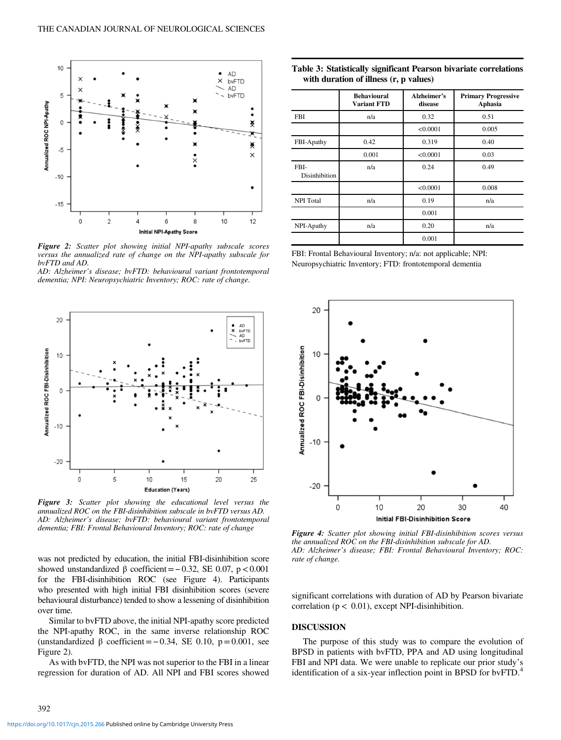*Figure 2: Scatter plot showing initial NPI-apathy subscale scores versus the annualized rate of change on the NPI-apathy subscale for bvFTD and AD.*
*AD: Alzheimer's disease; bvFTD: behavioural variant frontotemporal dementia; NPI: Neuropsychiatric Inventory; ROC: rate of change.*

*Figure 3: Scatter plot showing the educational level versus the annualized ROC on the FBI-disinhibition subscale in bvFTD versus AD.*
*AD: Alzheimer's disease; bvFTD: behavioural variant frontotemporal dementia; FBI: Frontal Behavioural Inventory; ROC: rate of change*

was not predicted by education, the initial FBI-disinhibition score showed unstandardized β coefficient = −0.32, SE 0.07, $p < 0.001$ for the FBI-disinhibition ROC (see Figure 4). Participants who presented with high initial FBI disinhibition scores (severe behavioural disturbance) tended to show a lessening of disinhibition over time.

Similar to bvFTD above, the initial NPI-apathy score predicted the NPI-apathy ROC, in the same inverse relationship ROC (unstandardized β coefficient = −0.34, SE 0.10, $p = 0.001$, see Figure 2).

As with bvFTD, the NPI was not superior to the FBI in a linear regression for duration of AD. All NPI and FBI scores showed significant correlations with duration of AD by Pearson bivariate correlation ($p < 0.01$), except NPI-disinhibition.

**Table 3: Statistically significant Pearson bivariate correlations with duration of illness (r, p values)**

| | Behavioural Variant FTD | Alzheimer's disease | Primary Progressive Aphasia |
|---|---|---|---|
| FBI | n/a | 0.32 | 0.51 |
| | | <0.0001 | 0.005 |
| FBI-Apathy | 0.42 | 0.319 | 0.40 |
| | 0.001 | <0.0001 | 0.03 |
| FBI-Disinhibition | n/a | 0.24 | 0.49 |
| | | <0.0001 | 0.008 |
| NPI Total | n/a | 0.19 | n/a |
| | | 0.001 | |
| NPI-Apathy | n/a | 0.20 | n/a |
| | | 0.001 | |

FBI: Frontal Behavioural Inventory; n/a: not applicable; NPI: Neuropsychiatric Inventory; FTD: frontotemporal dementia

*Figure 4: Scatter plot showing initial FBI-disinhibition scores versus the annualized ROC on the FBI-disinhibition subscale for AD.*
*AD: Alzheimer's disease; FBI: Frontal Behavioural Inventory; ROC: rate of change.*

## DISCUSSION

The purpose of this study was to compare the evolution of BPSD in patients with bvFTD, PPA and AD using longitudinal FBI and NPI data. We were unable to replicate our prior study's identification of a six-year inflection point in BPSD for bvFTD.[4]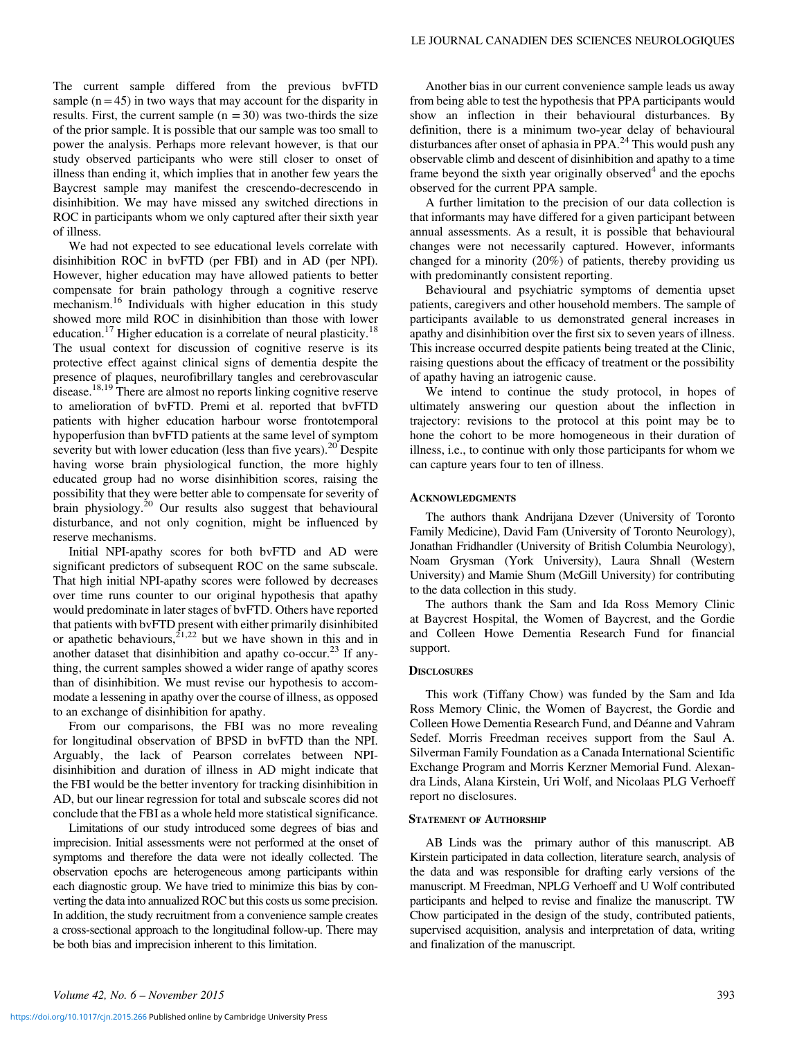The current sample differed from the previous bvFTD sample (n = 45) in two ways that may account for the disparity in results. First, the current sample (n = 30) was two-thirds the size of the prior sample. It is possible that our sample was too small to power the analysis. Perhaps more relevant however, is that our study observed participants who were still closer to onset of illness than ending it, which implies that in another few years the Baycrest sample may manifest the crescendo-decrescendo in disinhibition. We may have missed any switched directions in ROC in participants whom we only captured after their sixth year of illness.

We had not expected to see educational levels correlate with disinhibition ROC in bvFTD (per FBI) and in AD (per NPI). However, higher education may have allowed patients to better compensate for brain pathology through a cognitive reserve mechanism.[16] Individuals with higher education in this study showed more mild ROC in disinhibition than those with lower education.[17] Higher education is a correlate of neural plasticity.[18] The usual context for discussion of cognitive reserve is its protective effect against clinical signs of dementia despite the presence of plaques, neurofibrillary tangles and cerebrovascular disease.[18,19] There are almost no reports linking cognitive reserve to amelioration of bvFTD. Premi et al. reported that bvFTD patients with higher education harbour worse frontotemporal hypoperfusion than bvFTD patients at the same level of symptom severity but with lower education (less than five years).[20] Despite having worse brain physiological function, the more highly educated group had no worse disinhibition scores, raising the possibility that they were better able to compensate for severity of brain physiology.[20] Our results also suggest that behavioural disturbance, and not only cognition, might be influenced by reserve mechanisms.

Initial NPI-apathy scores for both bvFTD and AD were significant predictors of subsequent ROC on the same subscale. That high initial NPI-apathy scores were followed by decreases over time runs counter to our original hypothesis that apathy would predominate in later stages of bvFTD. Others have reported that patients with bvFTD present with either primarily disinhibited or apathetic behaviours,[21,22] but we have shown in this and in another dataset that disinhibition and apathy co-occur.[23] If anything, the current samples showed a wider range of apathy scores than of disinhibition. We must revise our hypothesis to accommodate a lessening in apathy over the course of illness, as opposed to an exchange of disinhibition for apathy.

From our comparisons, the FBI was no more revealing for longitudinal observation of BPSD in bvFTD than the NPI. Arguably, the lack of Pearson correlates between NPI-disinhibition and duration of illness in AD might indicate that the FBI would be the better inventory for tracking disinhibition in AD, but our linear regression for total and subscale scores did not conclude that the FBI as a whole held more statistical significance.

Limitations of our study introduced some degrees of bias and imprecision. Initial assessments were not performed at the onset of symptoms and therefore the data were not ideally collected. The observation epochs are heterogeneous among participants within each diagnostic group. We have tried to minimize this bias by converting the data into annualized ROC but this costs us some precision. In addition, the study recruitment from a convenience sample creates a cross-sectional approach to the longitudinal follow-up. There may be both bias and imprecision inherent to this limitation.

Another bias in our current convenience sample leads us away from being able to test the hypothesis that PPA participants would show an inflection in their behavioural disturbances. By definition, there is a minimum two-year delay of behavioural disturbances after onset of aphasia in PPA.[24] This would push any observable climb and descent of disinhibition and apathy to a time frame beyond the sixth year originally observed[4] and the epochs observed for the current PPA sample.

A further limitation to the precision of our data collection is that informants may have differed for a given participant between annual assessments. As a result, it is possible that behavioural changes were not necessarily captured. However, informants changed for a minority (20%) of patients, thereby providing us with predominantly consistent reporting.

Behavioural and psychiatric symptoms of dementia upset patients, caregivers and other household members. The sample of participants available to us demonstrated general increases in apathy and disinhibition over the first six to seven years of illness. This increase occurred despite patients being treated at the Clinic, raising questions about the efficacy of treatment or the possibility of apathy having an iatrogenic cause.

We intend to continue the study protocol, in hopes of ultimately answering our question about the inflection in trajectory: revisions to the protocol at this point may be to hone the cohort to be more homogeneous in their duration of illness, i.e., to continue with only those participants for whom we can capture years four to ten of illness.

## Acknowledgments

The authors thank Andrijana Dzever (University of Toronto Family Medicine), David Fam (University of Toronto Neurology), Jonathan Fridhandler (University of British Columbia Neurology), Noam Grysman (York University), Laura Shnall (Western University) and Mamie Shum (McGill University) for contributing to the data collection in this study.

The authors thank the Sam and Ida Ross Memory Clinic at Baycrest Hospital, the Women of Baycrest, and the Gordie and Colleen Howe Dementia Research Fund for financial support.

## Disclosures

This work (Tiffany Chow) was funded by the Sam and Ida Ross Memory Clinic, the Women of Baycrest, the Gordie and Colleen Howe Dementia Research Fund, and Déanne and Vahram Sedef. Morris Freedman receives support from the Saul A. Silverman Family Foundation as a Canada International Scientific Exchange Program and Morris Kerzner Memorial Fund. Alexandra Linds, Alana Kirstein, Uri Wolf, and Nicolaas PLG Verhoeff report no disclosures.

## Statement of Authorship

AB Linds was the primary author of this manuscript. AB Kirstein participated in data collection, literature search, analysis of the data and was responsible for drafting early versions of the manuscript. M Freedman, NPLG Verhoeff and U Wolf contributed participants and helped to revise and finalize the manuscript. TW Chow participated in the design of the study, contributed patients, supervised acquisition, analysis and interpretation of data, writing and finalization of the manuscript.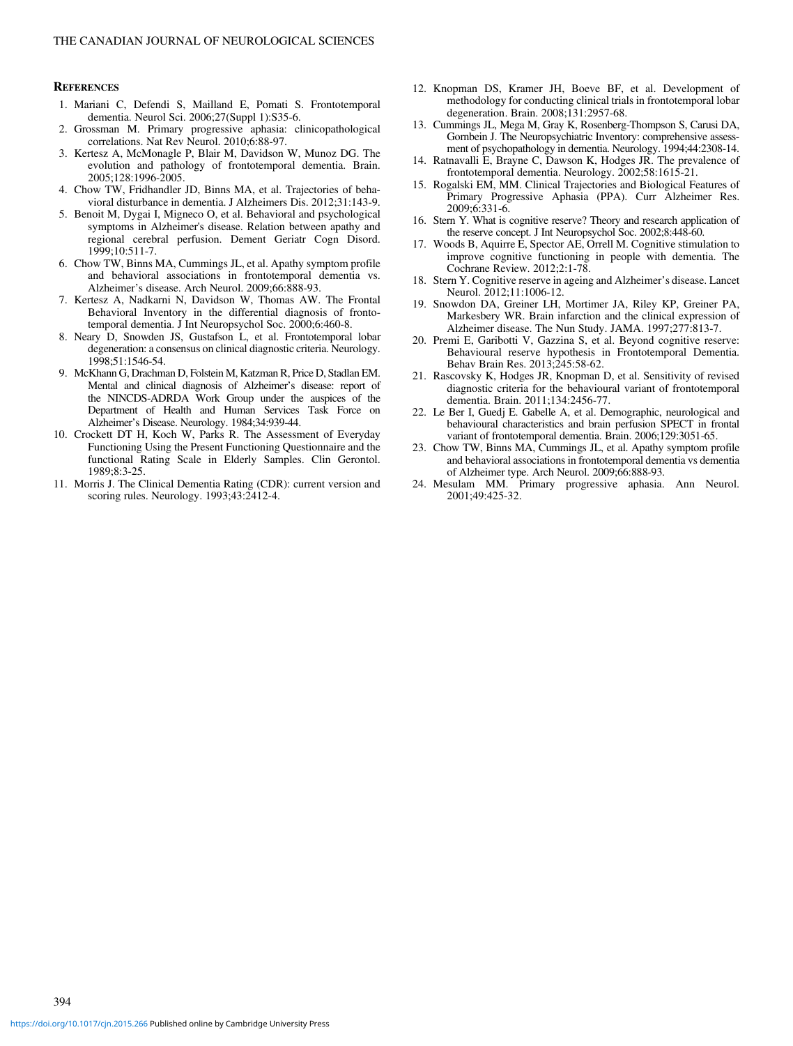## References

1. Mariani C, Defendi S, Mailland E, Pomati S. Frontotemporal dementia. Neurol Sci. 2006;27(Suppl 1):S35-6.
2. Grossman M. Primary progressive aphasia: clinicopathological correlations. Nat Rev Neurol. 2010;6:88-97.
3. Kertesz A, McMonagle P, Blair M, Davidson W, Munoz DG. The evolution and pathology of frontotemporal dementia. Brain. 2005;128:1996-2005.
4. Chow TW, Fridhandler JD, Binns MA, et al. Trajectories of behavioral disturbance in dementia. J Alzheimers Dis. 2012;31:143-9.
5. Benoit M, Dygai I, Migneco O, et al. Behavioral and psychological symptoms in Alzheimer's disease. Relation between apathy and regional cerebral perfusion. Dement Geriatr Cogn Disord. 1999;10:511-7.
6. Chow TW, Binns MA, Cummings JL, et al. Apathy symptom profile and behavioral associations in frontotemporal dementia vs. Alzheimer's disease. Arch Neurol. 2009;66:888-93.
7. Kertesz A, Nadkarni N, Davidson W, Thomas AW. The Frontal Behavioral Inventory in the differential diagnosis of frontotemporal dementia. J Int Neuropsychol Soc. 2000;6:460-8.
8. Neary D, Snowden JS, Gustafson L, et al. Frontotemporal lobar degeneration: a consensus on clinical diagnostic criteria. Neurology. 1998;51:1546-54.
9. McKhann G, Drachman D, Folstein M, Katzman R, Price D, Stadlan EM. Mental and clinical diagnosis of Alzheimer's disease: report of the NINCDS-ADRDA Work Group under the auspices of the Department of Health and Human Services Task Force on Alzheimer's Disease. Neurology. 1984;34:939-44.
10. Crockett DT H, Koch W, Parks R. The Assessment of Everyday Functioning Using the Present Functioning Questionnaire and the functional Rating Scale in Elderly Samples. Clin Gerontol. 1989;8:3-25.
11. Morris J. The Clinical Dementia Rating (CDR): current version and scoring rules. Neurology. 1993;43:2412-4.
12. Knopman DS, Kramer JH, Boeve BF, et al. Development of methodology for conducting clinical trials in frontotemporal lobar degeneration. Brain. 2008;131:2957-68.
13. Cummings JL, Mega M, Gray K, Rosenberg-Thompson S, Carusi DA, Gornbein J. The Neuropsychiatric Inventory: comprehensive assessment of psychopathology in dementia. Neurology. 1994;44:2308-14.
14. Ratnavalli E, Brayne C, Dawson K, Hodges JR. The prevalence of frontotemporal dementia. Neurology. 2002;58:1615-21.
15. Rogalski EM, MM. Clinical Trajectories and Biological Features of Primary Progressive Aphasia (PPA). Curr Alzheimer Res. 2009;6:331-6.
16. Stern Y. What is cognitive reserve? Theory and research application of the reserve concept. J Int Neuropsychol Soc. 2002;8:448-60.
17. Woods B, Aquirre E, Spector AE, Orrell M. Cognitive stimulation to improve cognitive functioning in people with dementia. The Cochrane Review. 2012;2:1-78.
18. Stern Y. Cognitive reserve in ageing and Alzheimer's disease. Lancet Neurol. 2012;11:1006-12.
19. Snowdon DA, Greiner LH, Mortimer JA, Riley KP, Greiner PA, Markesbery WR. Brain infarction and the clinical expression of Alzheimer disease. The Nun Study. JAMA. 1997;277:813-7.
20. Premi E, Garibotti V, Gazzina S, et al. Beyond cognitive reserve: Behavioural reserve hypothesis in Frontotemporal Dementia. Behav Brain Res. 2013;245:58-62.
21. Rascovsky K, Hodges JR, Knopman D, et al. Sensitivity of revised diagnostic criteria for the behavioural variant of frontotemporal dementia. Brain. 2011;134:2456-77.
22. Le Ber I, Guedj E. Gabelle A, et al. Demographic, neurological and behavioural characteristics and brain perfusion SPECT in frontal variant of frontotemporal dementia. Brain. 2006;129:3051-65.
23. Chow TW, Binns MA, Cummings JL, et al. Apathy symptom profile and behavioral associations in frontotemporal dementia vs dementia of Alzheimer type. Arch Neurol. 2009;66:888-93.
24. Mesulam MM. Primary progressive aphasia. Ann Neurol. 2001;49:425-32.